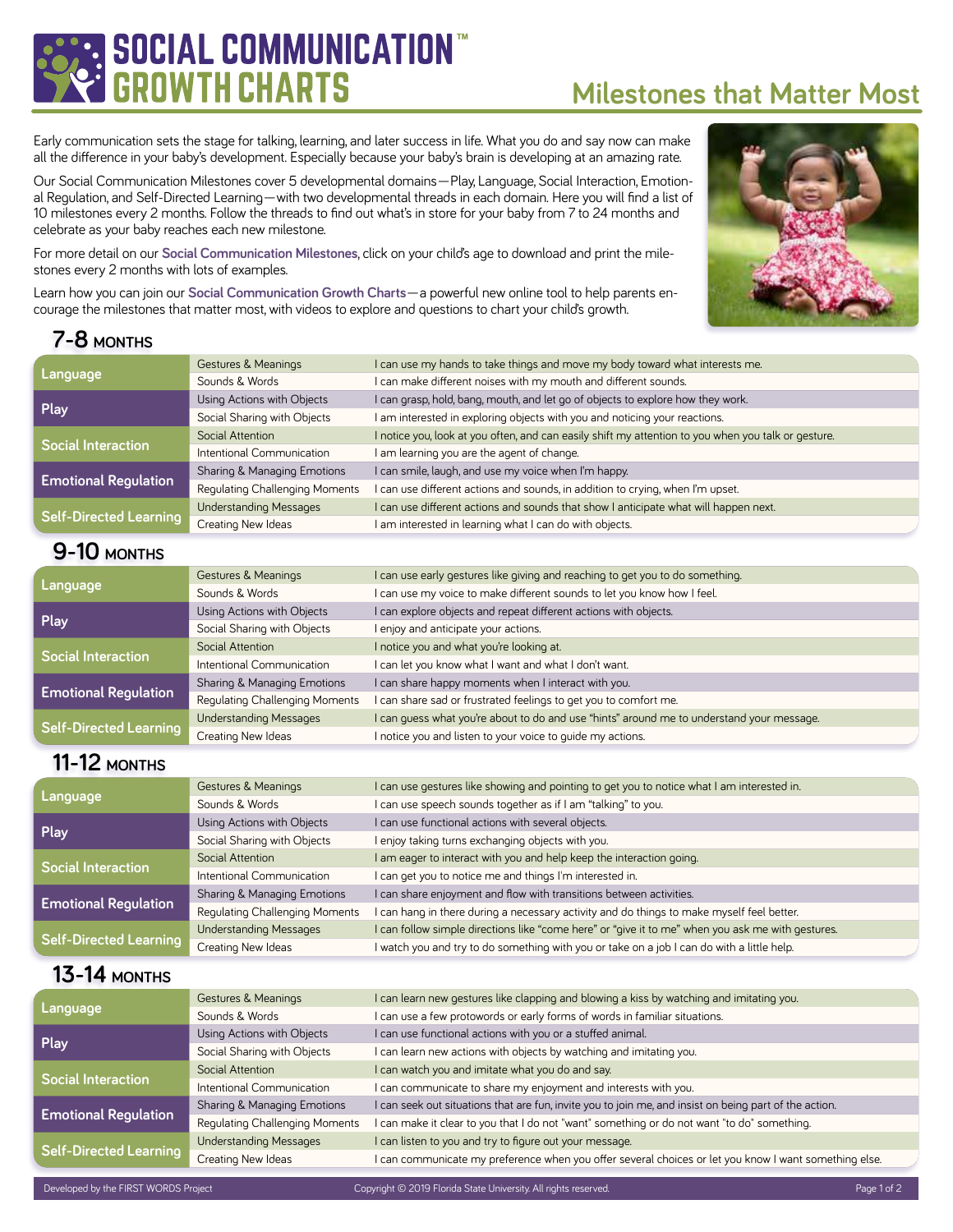# SOCIAL COMMUNICATION™ GROWTH CHARTS

## Milestones that Matter Most

Early communication sets the stage for talking, learning, and later success in life. What you do and say now can make all the difference in your baby's development. Especially because your baby's brain is developing at an amazing rate.

Our Social Communication Milestones cover 5 developmental domains—Play, Language, Social Interaction, Emotional Regulation, and Self-Directed Learning—with two developmental threads in each domain. Here you will find a list of 10 milestones every 2 months. Follow the threads to find out what's in store for your baby from 7 to 24 months and celebrate as your baby reaches each new milestone.

For more detail on our **Social Communication Milestones**, click on your child's age to download and print the milestones every 2 months with lots of examples.

Learn how you can join our **Social Communication Growth Charts**—a powerful new online tool to help parents encourage the milestones that matter most, with videos to explore and questions to chart your child's growth.

### 7-8 MONTHS

| Domain | Thread | Milestone |
|---|---|---|
| Language | Gestures & Meanings | I can use my hands to take things and move my body toward what interests me. |
| | Sounds & Words | I can make different noises with my mouth and different sounds. |
| Play | Using Actions with Objects | I can grasp, hold, bang, mouth, and let go of objects to explore how they work. |
| | Social Sharing with Objects | I am interested in exploring objects with you and noticing your reactions. |
| Social Interaction | Social Attention | I notice you, look at you often, and can easily shift my attention to you when you talk or gesture. |
| | Intentional Communication | I am learning you are the agent of change. |
| Emotional Regulation | Sharing & Managing Emotions | I can smile, laugh, and use my voice when I'm happy. |
| | Regulating Challenging Moments | I can use different actions and sounds, in addition to crying, when I'm upset. |
| Self-Directed Learning | Understanding Messages | I can use different actions and sounds that show I anticipate what will happen next. |
| | Creating New Ideas | I am interested in learning what I can do with objects. |

### 9-10 MONTHS

| Domain | Thread | Milestone |
|---|---|---|
| Language | Gestures & Meanings | I can use early gestures like giving and reaching to get you to do something. |
| | Sounds & Words | I can use my voice to make different sounds to let you know how I feel. |
| Play | Using Actions with Objects | I can explore objects and repeat different actions with objects. |
| | Social Sharing with Objects | I enjoy and anticipate your actions. |
| Social Interaction | Social Attention | I notice you and what you're looking at. |
| | Intentional Communication | I can let you know what I want and what I don't want. |
| Emotional Regulation | Sharing & Managing Emotions | I can share happy moments when I interact with you. |
| | Regulating Challenging Moments | I can share sad or frustrated feelings to get you to comfort me. |
| Self-Directed Learning | Understanding Messages | I can guess what you're about to do and use "hints" around me to understand your message. |
| | Creating New Ideas | I notice you and listen to your voice to guide my actions. |

### 11-12 MONTHS

| Domain | Thread | Milestone |
|---|---|---|
| Language | Gestures & Meanings | I can use gestures like showing and pointing to get you to notice what I am interested in. |
| | Sounds & Words | I can use speech sounds together as if I am "talking" to you. |
| Play | Using Actions with Objects | I can use functional actions with several objects. |
| | Social Sharing with Objects | I enjoy taking turns exchanging objects with you. |
| Social Interaction | Social Attention | I am eager to interact with you and help keep the interaction going. |
| | Intentional Communication | I can get you to notice me and things I'm interested in. |
| Emotional Regulation | Sharing & Managing Emotions | I can share enjoyment and flow with transitions between activities. |
| | Regulating Challenging Moments | I can hang in there during a necessary activity and do things to make myself feel better. |
| Self-Directed Learning | Understanding Messages | I can follow simple directions like "come here" or "give it to me" when you ask me with gestures. |
| | Creating New Ideas | I watch you and try to do something with you or take on a job I can do with a little help. |

### 13-14 MONTHS

| Domain | Thread | Milestone |
|---|---|---|
| Language | Gestures & Meanings | I can learn new gestures like clapping and blowing a kiss by watching and imitating you. |
| | Sounds & Words | I can use a few protowords or early forms of words in familiar situations. |
| Play | Using Actions with Objects | I can use functional actions with you or a stuffed animal. |
| | Social Sharing with Objects | I can learn new actions with objects by watching and imitating you. |
| Social Interaction | Social Attention | I can watch you and imitate what you do and say. |
| | Intentional Communication | I can communicate to share my enjoyment and interests with you. |
| Emotional Regulation | Sharing & Managing Emotions | I can seek out situations that are fun, invite you to join me, and insist on being part of the action. |
| | Regulating Challenging Moments | I can make it clear to you that I do not "want" something or do not want "to do" something. |
| Self-Directed Learning | Understanding Messages | I can listen to you and try to figure out your message. |
| | Creating New Ideas | I can communicate my preference when you offer several choices or let you know I want something else. |

Developed by the FIRST WORDS Project    Copyright © 2019 Florida State University. All rights reserved.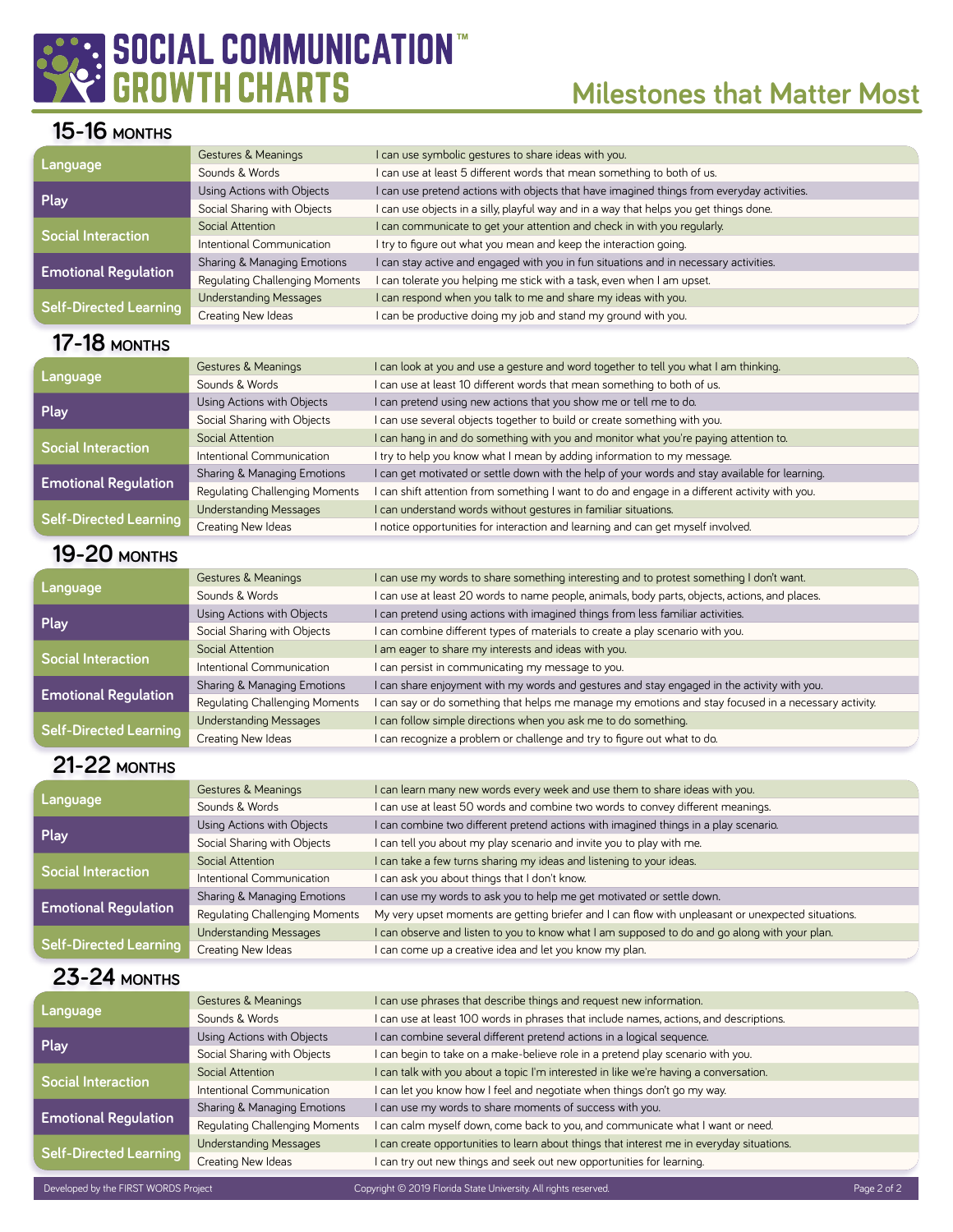# SOCIAL COMMUNICATION™ GROWTH CHARTS

## Milestones that Matter Most

### 15-16 MONTHS

| | | |
|---|---|---|
| Language | Gestures & Meanings | I can use symbolic gestures to share ideas with you. |
| | Sounds & Words | I can use at least 5 different words that mean something to both of us. |
| Play | Using Actions with Objects | I can use pretend actions with objects that have imagined things from everyday activities. |
| | Social Sharing with Objects | I can use objects in a silly, playful way and in a way that helps you get things done. |
| Social Interaction | Social Attention | I can communicate to get your attention and check in with you regularly. |
| | Intentional Communication | I try to figure out what you mean and keep the interaction going. |
| Emotional Regulation | Sharing & Managing Emotions | I can stay active and engaged with you in fun situations and in necessary activities. |
| | Regulating Challenging Moments | I can tolerate you helping me stick with a task, even when I am upset. |
| Self-Directed Learning | Understanding Messages | I can respond when you talk to me and share my ideas with you. |
| | Creating New Ideas | I can be productive doing my job and stand my ground with you. |

### 17-18 MONTHS

| | | |
|---|---|---|
| Language | Gestures & Meanings | I can look at you and use a gesture and word together to tell you what I am thinking. |
| | Sounds & Words | I can use at least 10 different words that mean something to both of us. |
| Play | Using Actions with Objects | I can pretend using new actions that you show me or tell me to do. |
| | Social Sharing with Objects | I can use several objects together to build or create something with you. |
| Social Interaction | Social Attention | I can hang in and do something with you and monitor what you're paying attention to. |
| | Intentional Communication | I try to help you know what I mean by adding information to my message. |
| Emotional Regulation | Sharing & Managing Emotions | I can get motivated or settle down with the help of your words and stay available for learning. |
| | Regulating Challenging Moments | I can shift attention from something I want to do and engage in a different activity with you. |
| Self-Directed Learning | Understanding Messages | I can understand words without gestures in familiar situations. |
| | Creating New Ideas | I notice opportunities for interaction and learning and can get myself involved. |

### 19-20 MONTHS

| | | |
|---|---|---|
| Language | Gestures & Meanings | I can use my words to share something interesting and to protest something I don't want. |
| | Sounds & Words | I can use at least 20 words to name people, animals, body parts, objects, actions, and places. |
| Play | Using Actions with Objects | I can pretend using actions with imagined things from less familiar activities. |
| | Social Sharing with Objects | I can combine different types of materials to create a play scenario with you. |
| Social Interaction | Social Attention | I am eager to share my interests and ideas with you. |
| | Intentional Communication | I can persist in communicating my message to you. |
| Emotional Regulation | Sharing & Managing Emotions | I can share enjoyment with my words and gestures and stay engaged in the activity with you. |
| | Regulating Challenging Moments | I can say or do something that helps me manage my emotions and stay focused in a necessary activity. |
| Self-Directed Learning | Understanding Messages | I can follow simple directions when you ask me to do something. |
| | Creating New Ideas | I can recognize a problem or challenge and try to figure out what to do. |

### 21-22 MONTHS

| | | |
|---|---|---|
| Language | Gestures & Meanings | I can learn many new words every week and use them to share ideas with you. |
| | Sounds & Words | I can use at least 50 words and combine two words to convey different meanings. |
| Play | Using Actions with Objects | I can combine two different pretend actions with imagined things in a play scenario. |
| | Social Sharing with Objects | I can tell you about my play scenario and invite you to play with me. |
| Social Interaction | Social Attention | I can take a few turns sharing my ideas and listening to your ideas. |
| | Intentional Communication | I can ask you about things that I don't know. |
| Emotional Regulation | Sharing & Managing Emotions | I can use my words to ask you to help me get motivated or settle down. |
| | Regulating Challenging Moments | My very upset moments are getting briefer and I can flow with unpleasant or unexpected situations. |
| Self-Directed Learning | Understanding Messages | I can observe and listen to you to know what I am supposed to do and go along with your plan. |
| | Creating New Ideas | I can come up a creative idea and let you know my plan. |

### 23-24 MONTHS

| | | |
|---|---|---|
| Language | Gestures & Meanings | I can use phrases that describe things and request new information. |
| | Sounds & Words | I can use at least 100 words in phrases that include names, actions, and descriptions. |
| Play | Using Actions with Objects | I can combine several different pretend actions in a logical sequence. |
| | Social Sharing with Objects | I can begin to take on a make-believe role in a pretend play scenario with you. |
| Social Interaction | Social Attention | I can talk with you about a topic I'm interested in like we're having a conversation. |
| | Intentional Communication | I can let you know how I feel and negotiate when things don't go my way. |
| Emotional Regulation | Sharing & Managing Emotions | I can use my words to share moments of success with you. |
| | Regulating Challenging Moments | I can calm myself down, come back to you, and communicate what I want or need. |
| Self-Directed Learning | Understanding Messages | I can create opportunities to learn about things that interest me in everyday situations. |
| | Creating New Ideas | I can try out new things and seek out new opportunities for learning. |

Developed by the FIRST WORDS Project    Copyright © 2019 Florida State University. All rights reserved.